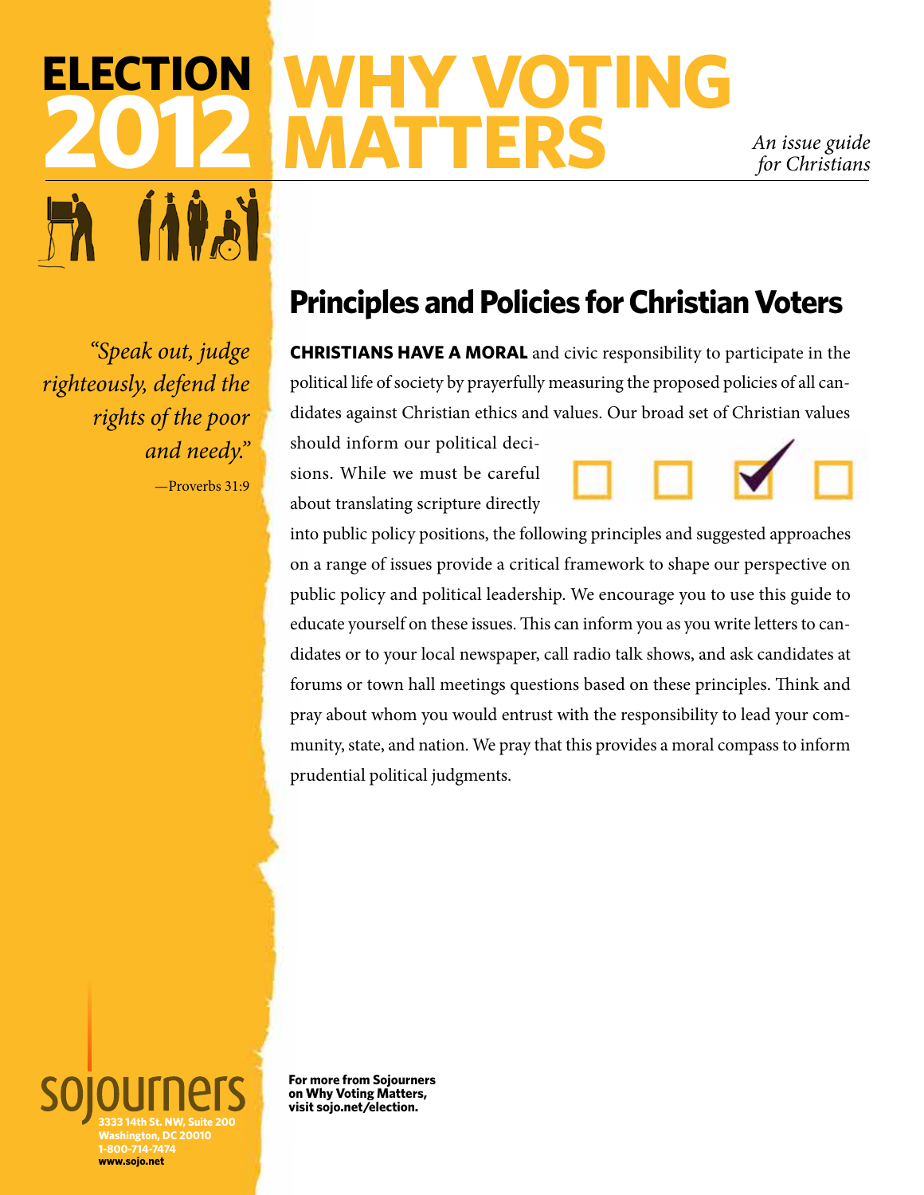# ELECTION 2012

# WHY VOTING MATTERS

*An issue guide for Christians*

*"Speak out, judge righteously, defend the rights of the poor and needy."*

—Proverbs 31:9

## Principles and Policies for Christian Voters

**CHRISTIANS HAVE A MORAL** and civic responsibility to participate in the political life of society by prayerfully measuring the proposed policies of all candidates against Christian ethics and values. Our broad set of Christian values should inform our political decisions. While we must be careful about translating scripture directly into public policy positions, the following principles and suggested approaches on a range of issues provide a critical framework to shape our perspective on public policy and political leadership. We encourage you to use this guide to educate yourself on these issues. This can inform you as you write letters to candidates or to your local newspaper, call radio talk shows, and ask candidates at forums or town hall meetings questions based on these principles. Think and pray about whom you would entrust with the responsibility to lead your community, state, and nation. We pray that this provides a moral compass to inform prudential political judgments.

sojourners
3333 14th St. NW, Suite 200
Washington, DC 20010
1-800-714-7474
www.sojo.net

**For more from Sojourners on Why Voting Matters, visit sojo.net/election.**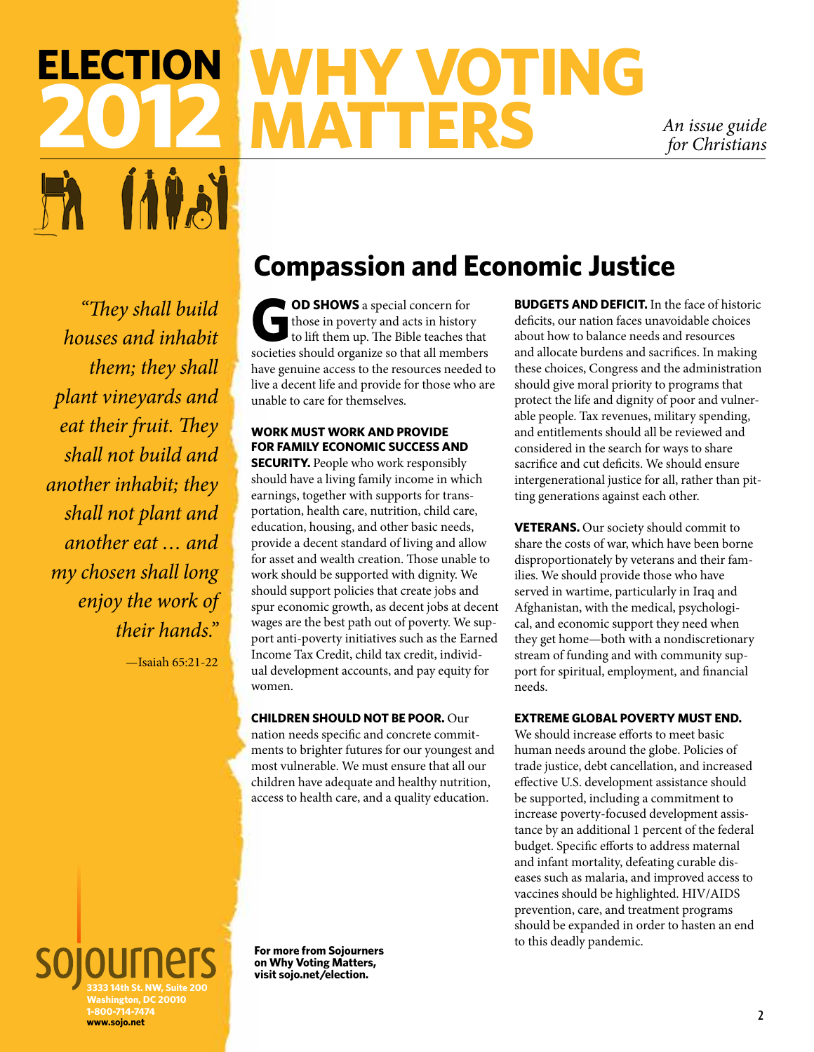# ELECTION 2012 WHY VOTING MATTERS

*An issue guide for Christians*

*"They shall build houses and inhabit them; they shall plant vineyards and eat their fruit. They shall not build and another inhabit; they shall not plant and another eat … and my chosen shall long enjoy the work of their hands."*

—Isaiah 65:21-22

## Compassion and Economic Justice

**GOD SHOWS** a special concern for those in poverty and acts in history to lift them up. The Bible teaches that societies should organize so that all members have genuine access to the resources needed to live a decent life and provide for those who are unable to care for themselves.

**WORK MUST WORK AND PROVIDE FOR FAMILY ECONOMIC SUCCESS AND SECURITY.** People who work responsibly should have a living family income in which earnings, together with supports for transportation, health care, nutrition, child care, education, housing, and other basic needs, provide a decent standard of living and allow for asset and wealth creation. Those unable to work should be supported with dignity. We should support policies that create jobs and spur economic growth, as decent jobs at decent wages are the best path out of poverty. We support anti-poverty initiatives such as the Earned Income Tax Credit, child tax credit, individual development accounts, and pay equity for women.

**CHILDREN SHOULD NOT BE POOR.** Our nation needs specific and concrete commitments to brighter futures for our youngest and most vulnerable. We must ensure that all our children have adequate and healthy nutrition, access to health care, and a quality education.

**BUDGETS AND DEFICIT.** In the face of historic deficits, our nation faces unavoidable choices about how to balance needs and resources and allocate burdens and sacrifices. In making these choices, Congress and the administration should give moral priority to programs that protect the life and dignity of poor and vulnerable people. Tax revenues, military spending, and entitlements should all be reviewed and considered in the search for ways to share sacrifice and cut deficits. We should ensure intergenerational justice for all, rather than pitting generations against each other.

**VETERANS.** Our society should commit to share the costs of war, which have been borne disproportionately by veterans and their families. We should provide those who have served in wartime, particularly in Iraq and Afghanistan, with the medical, psychological, and economic support they need when they get home—both with a nondiscretionary stream of funding and with community support for spiritual, employment, and financial needs.

**EXTREME GLOBAL POVERTY MUST END.** We should increase efforts to meet basic human needs around the globe. Policies of trade justice, debt cancellation, and increased effective U.S. development assistance should be supported, including a commitment to increase poverty-focused development assistance by an additional 1 percent of the federal budget. Specific efforts to address maternal and infant mortality, defeating curable diseases such as malaria, and improved access to vaccines should be highlighted. HIV/AIDS prevention, care, and treatment programs should be expanded in order to hasten an end to this deadly pandemic.

**For more from Sojourners on Why Voting Matters, visit sojo.net/election.**

sojourners
3333 14th St. NW, Suite 200
Washington, DC 20010
1-800-714-7474
www.sojo.net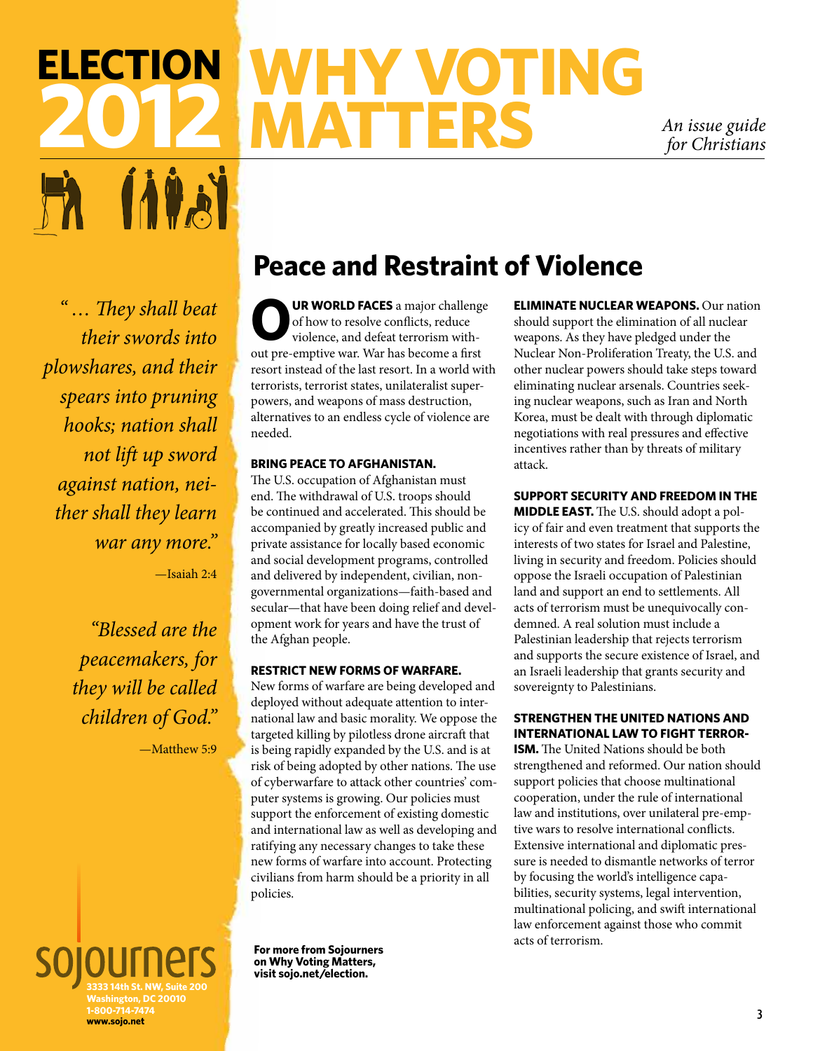# ELECTION 2012 WHY VOTING MATTERS

*An issue guide for Christians*

*"... They shall beat their swords into plowshares, and their spears into pruning hooks; nation shall not lift up sword against nation, neither shall they learn war any more."*

—Isaiah 2:4

*"Blessed are the peacemakers, for they will be called children of God."*

—Matthew 5:9

## Peace and Restraint of Violence

**OUR WORLD FACES** a major challenge of how to resolve conflicts, reduce violence, and defeat terrorism without pre-emptive war. War has become a first resort instead of the last resort. In a world with terrorists, terrorist states, unilateralist superpowers, and weapons of mass destruction, alternatives to an endless cycle of violence are needed.

**BRING PEACE TO AFGHANISTAN.**
The U.S. occupation of Afghanistan must end. The withdrawal of U.S. troops should be continued and accelerated. This should be accompanied by greatly increased public and private assistance for locally based economic and social development programs, controlled and delivered by independent, civilian, nongovernmental organizations—faith-based and secular—that have been doing relief and development work for years and have the trust of the Afghan people.

**RESTRICT NEW FORMS OF WARFARE.**
New forms of warfare are being developed and deployed without adequate attention to international law and basic morality. We oppose the targeted killing by pilotless drone aircraft that is being rapidly expanded by the U.S. and is at risk of being adopted by other nations. The use of cyberwarfare to attack other countries' computer systems is growing. Our policies must support the enforcement of existing domestic and international law as well as developing and ratifying any necessary changes to take these new forms of warfare into account. Protecting civilians from harm should be a priority in all policies.

**ELIMINATE NUCLEAR WEAPONS.** Our nation should support the elimination of all nuclear weapons. As they have pledged under the Nuclear Non-Proliferation Treaty, the U.S. and other nuclear powers should take steps toward eliminating nuclear arsenals. Countries seeking nuclear weapons, such as Iran and North Korea, must be dealt with through diplomatic negotiations with real pressures and effective incentives rather than by threats of military attack.

**SUPPORT SECURITY AND FREEDOM IN THE MIDDLE EAST.** The U.S. should adopt a policy of fair and even treatment that supports the interests of two states for Israel and Palestine, living in security and freedom. Policies should oppose the Israeli occupation of Palestinian land and support an end to settlements. All acts of terrorism must be unequivocally condemned. A real solution must include a Palestinian leadership that rejects terrorism and supports the secure existence of Israel, and an Israeli leadership that grants security and sovereignty to Palestinians.

**STRENGTHEN THE UNITED NATIONS AND INTERNATIONAL LAW TO FIGHT TERRORISM.** The United Nations should be both strengthened and reformed. Our nation should support policies that choose multinational cooperation, under the rule of international law and institutions, over unilateral pre-emptive wars to resolve international conflicts. Extensive international and diplomatic pressure is needed to dismantle networks of terror by focusing the world's intelligence capabilities, security systems, legal intervention, multinational policing, and swift international law enforcement against those who commit acts of terrorism.

**For more from Sojourners on Why Voting Matters, visit sojo.net/election.**

**sojourners**
3333 14th St. NW, Suite 200
Washington, DC 20010
1-800-714-7474
www.sojo.net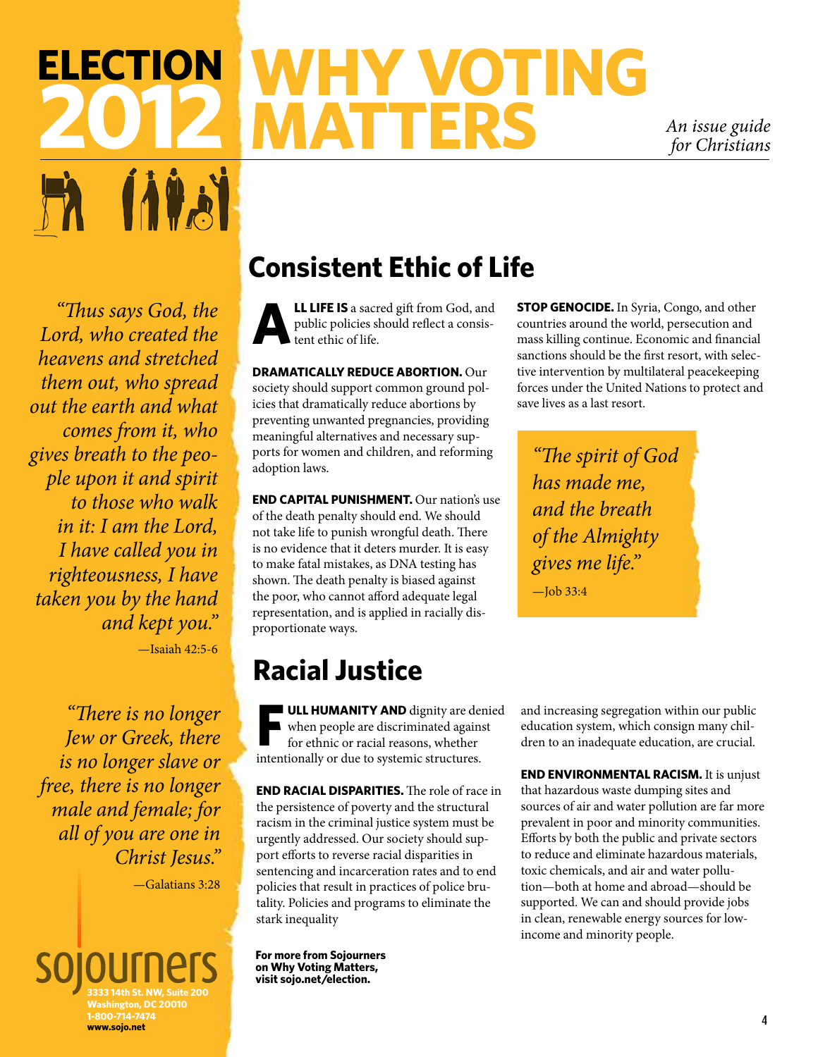# ELECTION 2012

# WHY VOTING MATTERS

*An issue guide for Christians*

*"Thus says God, the Lord, who created the heavens and stretched them out, who spread out the earth and what comes from it, who gives breath to the people upon it and spirit to those who walk in it: I am the Lord, I have called you in righteousness, I have taken you by the hand and kept you."*

—Isaiah 42:5-6

*"There is no longer Jew or Greek, there is no longer slave or free, there is no longer male and female; for all of you are one in Christ Jesus."*

—Galatians 3:28

## Consistent Ethic of Life

**ALL LIFE IS** a sacred gift from God, and public policies should reflect a consistent ethic of life.

**DRAMATICALLY REDUCE ABORTION.** Our society should support common ground policies that dramatically reduce abortions by preventing unwanted pregnancies, providing meaningful alternatives and necessary supports for women and children, and reforming adoption laws.

**END CAPITAL PUNISHMENT.** Our nation's use of the death penalty should end. We should not take life to punish wrongful death. There is no evidence that it deters murder. It is easy to make fatal mistakes, as DNA testing has shown. The death penalty is biased against the poor, who cannot afford adequate legal representation, and is applied in racially disproportionate ways.

**STOP GENOCIDE.** In Syria, Congo, and other countries around the world, persecution and mass killing continue. Economic and financial sanctions should be the first resort, with selective intervention by multilateral peacekeeping forces under the United Nations to protect and save lives as a last resort.

*"The spirit of God has made me, and the breath of the Almighty gives me life."*

—Job 33:4

## Racial Justice

**FULL HUMANITY AND** dignity are denied when people are discriminated against for ethnic or racial reasons, whether intentionally or due to systemic structures.

**END RACIAL DISPARITIES.** The role of race in the persistence of poverty and the structural racism in the criminal justice system must be urgently addressed. Our society should support efforts to reverse racial disparities in sentencing and incarceration rates and to end policies that result in practices of police brutality. Policies and programs to eliminate the stark inequality and increasing segregation within our public education system, which consign many children to an inadequate education, are crucial.

**END ENVIRONMENTAL RACISM.** It is unjust that hazardous waste dumping sites and sources of air and water pollution are far more prevalent in poor and minority communities. Efforts by both the public and private sectors to reduce and eliminate hazardous materials, toxic chemicals, and air and water pollution—both at home and abroad—should be supported. We can and should provide jobs in clean, renewable energy sources for low-income and minority people.

**For more from Sojourners on Why Voting Matters, visit sojo.net/election.**

sojourners
3333 14th St. NW, Suite 200
Washington, DC 20010
1-800-714-7474
www.sojo.net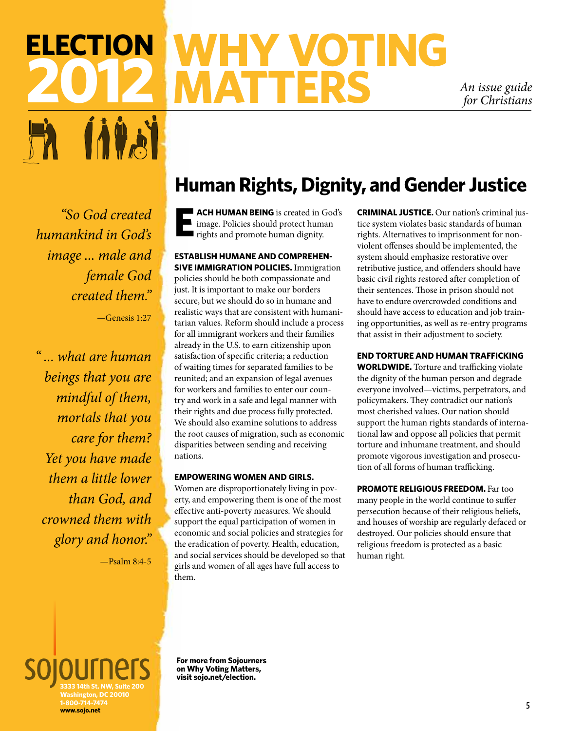# ELECTION 2012 WHY VOTING MATTERS

*An issue guide for Christians*

*"So God created humankind in God's image ... male and female God created them."*

—Genesis 1:27

*"... what are human beings that you are mindful of them, mortals that you care for them? Yet you have made them a little lower than God, and crowned them with glory and honor."*

—Psalm 8:4-5

## Human Rights, Dignity, and Gender Justice

**EACH HUMAN BEING** is created in God's image. Policies should protect human rights and promote human dignity.

**ESTABLISH HUMANE AND COMPREHENSIVE IMMIGRATION POLICIES.** Immigration policies should be both compassionate and just. It is important to make our borders secure, but we should do so in humane and realistic ways that are consistent with humanitarian values. Reform should include a process for all immigrant workers and their families already in the U.S. to earn citizenship upon satisfaction of specific criteria; a reduction of waiting times for separated families to be reunited; and an expansion of legal avenues for workers and families to enter our country and work in a safe and legal manner with their rights and due process fully protected. We should also examine solutions to address the root causes of migration, such as economic disparities between sending and receiving nations.

**EMPOWERING WOMEN AND GIRLS.** Women are disproportionately living in poverty, and empowering them is one of the most effective anti-poverty measures. We should support the equal participation of women in economic and social policies and strategies for the eradication of poverty. Health, education, and social services should be developed so that girls and women of all ages have full access to them.

**CRIMINAL JUSTICE.** Our nation's criminal justice system violates basic standards of human rights. Alternatives to imprisonment for nonviolent offenses should be implemented, the system should emphasize restorative over retributive justice, and offenders should have basic civil rights restored after completion of their sentences. Those in prison should not have to endure overcrowded conditions and should have access to education and job training opportunities, as well as re-entry programs that assist in their adjustment to society.

**END TORTURE AND HUMAN TRAFFICKING WORLDWIDE.** Torture and trafficking violate the dignity of the human person and degrade everyone involved—victims, perpetrators, and policymakers. They contradict our nation's most cherished values. Our nation should support the human rights standards of international law and oppose all policies that permit torture and inhumane treatment, and should promote vigorous investigation and prosecution of all forms of human trafficking.

**PROMOTE RELIGIOUS FREEDOM.** Far too many people in the world continue to suffer persecution because of their religious beliefs, and houses of worship are regularly defaced or destroyed. Our policies should ensure that religious freedom is protected as a basic human right.

**sojourners**
3333 14th St. NW, Suite 200
Washington, DC 20010
1-800-714-7474
www.sojo.net

**For more from Sojourners on Why Voting Matters, visit sojo.net/election.**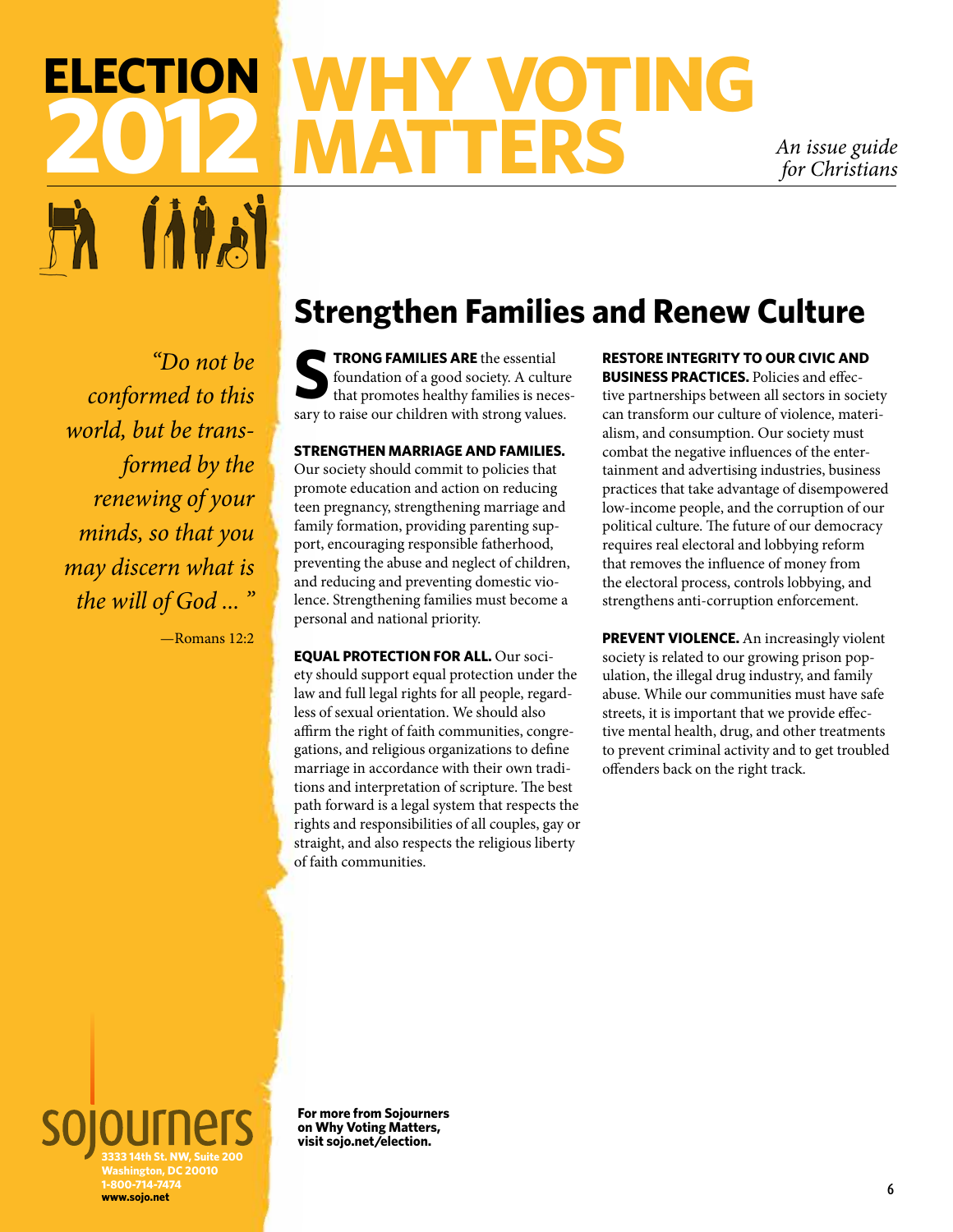# ELECTION 2012 WHY VOTING MATTERS

*An issue guide for Christians*

*"Do not be conformed to this world, but be transformed by the renewing of your minds, so that you may discern what is the will of God ... "*

—Romans 12:2

## Strengthen Families and Renew Culture

**STRONG FAMILIES ARE** the essential foundation of a good society. A culture that promotes healthy families is necessary to raise our children with strong values.

**STRENGTHEN MARRIAGE AND FAMILIES.** Our society should commit to policies that promote education and action on reducing teen pregnancy, strengthening marriage and family formation, providing parenting support, encouraging responsible fatherhood, preventing the abuse and neglect of children, and reducing and preventing domestic violence. Strengthening families must become a personal and national priority.

**EQUAL PROTECTION FOR ALL.** Our society should support equal protection under the law and full legal rights for all people, regardless of sexual orientation. We should also affirm the right of faith communities, congregations, and religious organizations to define marriage in accordance with their own traditions and interpretation of scripture. The best path forward is a legal system that respects the rights and responsibilities of all couples, gay or straight, and also respects the religious liberty of faith communities.

**RESTORE INTEGRITY TO OUR CIVIC AND BUSINESS PRACTICES.** Policies and effective partnerships between all sectors in society can transform our culture of violence, materialism, and consumption. Our society must combat the negative influences of the entertainment and advertising industries, business practices that take advantage of disempowered low-income people, and the corruption of our political culture. The future of our democracy requires real electoral and lobbying reform that removes the influence of money from the electoral process, controls lobbying, and strengthens anti-corruption enforcement.

**PREVENT VIOLENCE.** An increasingly violent society is related to our growing prison population, the illegal drug industry, and family abuse. While our communities must have safe streets, it is important that we provide effective mental health, drug, and other treatments to prevent criminal activity and to get troubled offenders back on the right track.

sojourners
3333 14th St. NW, Suite 200
Washington, DC 20010
1-800-714-7474
www.sojo.net

**For more from Sojourners on Why Voting Matters, visit sojo.net/election.**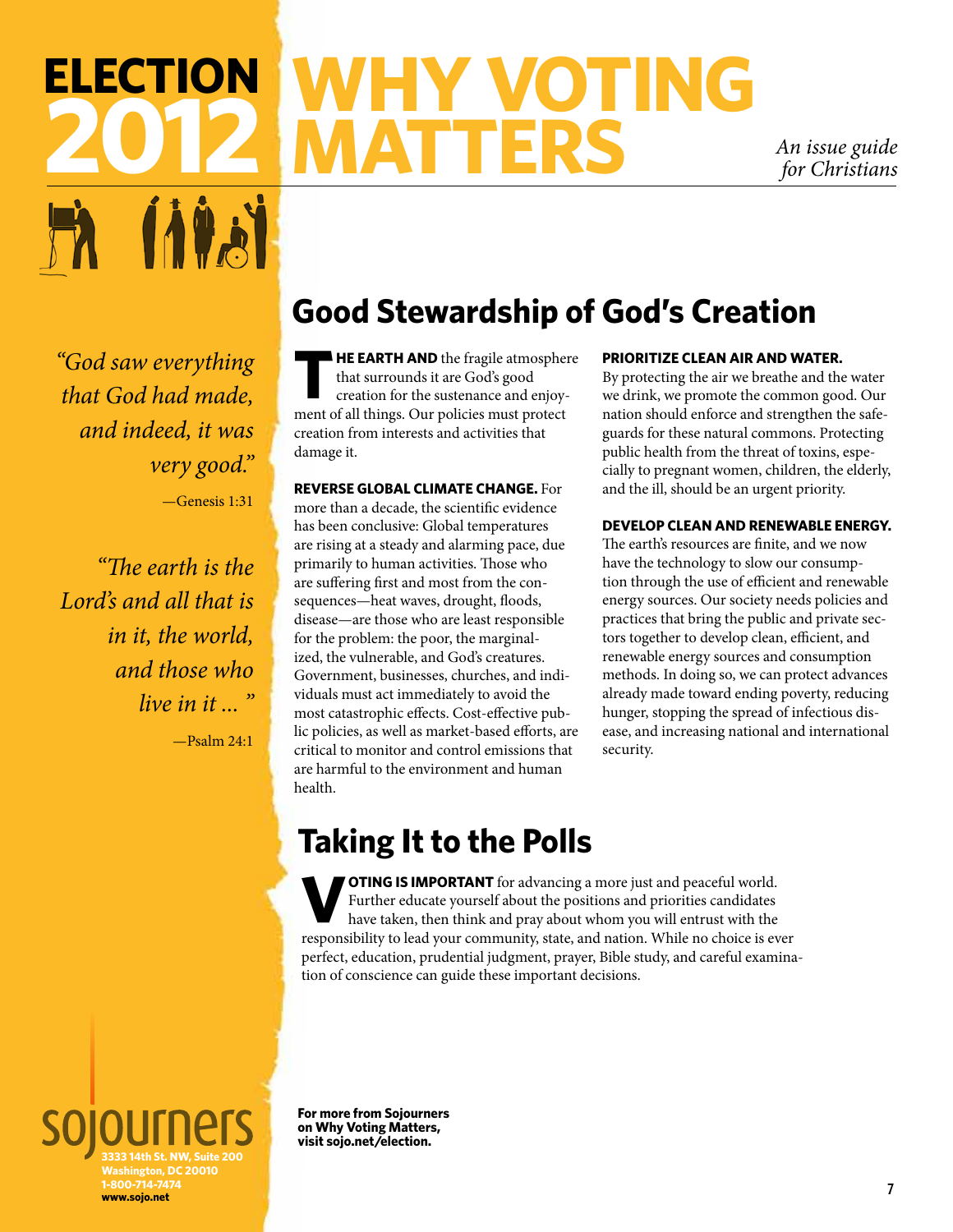# ELECTION 2012 WHY VOTING MATTERS

*An issue guide for Christians*

*"God saw everything that God had made, and indeed, it was very good."*

—Genesis 1:31

*"The earth is the Lord's and all that is in it, the world, and those who live in it ... "*

—Psalm 24:1

## Good Stewardship of God's Creation

**THE EARTH AND** the fragile atmosphere that surrounds it are God's good creation for the sustenance and enjoyment of all things. Our policies must protect creation from interests and activities that damage it.

**REVERSE GLOBAL CLIMATE CHANGE.** For more than a decade, the scientific evidence has been conclusive: Global temperatures are rising at a steady and alarming pace, due primarily to human activities. Those who are suffering first and most from the consequences—heat waves, drought, floods, disease—are those who are least responsible for the problem: the poor, the marginalized, the vulnerable, and God's creatures. Government, businesses, churches, and individuals must act immediately to avoid the most catastrophic effects. Cost-effective public policies, as well as market-based efforts, are critical to monitor and control emissions that are harmful to the environment and human health.

**PRIORITIZE CLEAN AIR AND WATER.** By protecting the air we breathe and the water we drink, we promote the common good. Our nation should enforce and strengthen the safeguards for these natural commons. Protecting public health from the threat of toxins, especially to pregnant women, children, the elderly, and the ill, should be an urgent priority.

**DEVELOP CLEAN AND RENEWABLE ENERGY.** The earth's resources are finite, and we now have the technology to slow our consumption through the use of efficient and renewable energy sources. Our society needs policies and practices that bring the public and private sectors together to develop clean, efficient, and renewable energy sources and consumption methods. In doing so, we can protect advances already made toward ending poverty, reducing hunger, stopping the spread of infectious disease, and increasing national and international security.

## Taking It to the Polls

**VOTING IS IMPORTANT** for advancing a more just and peaceful world. Further educate yourself about the positions and priorities candidates have taken, then think and pray about whom you will entrust with the responsibility to lead your community, state, and nation. While no choice is ever perfect, education, prudential judgment, prayer, Bible study, and careful examination of conscience can guide these important decisions.

sojourners
3333 14th St. NW, Suite 200
Washington, DC 20010
1-800-714-7474
www.sojo.net

**For more from Sojourners on Why Voting Matters, visit sojo.net/election.**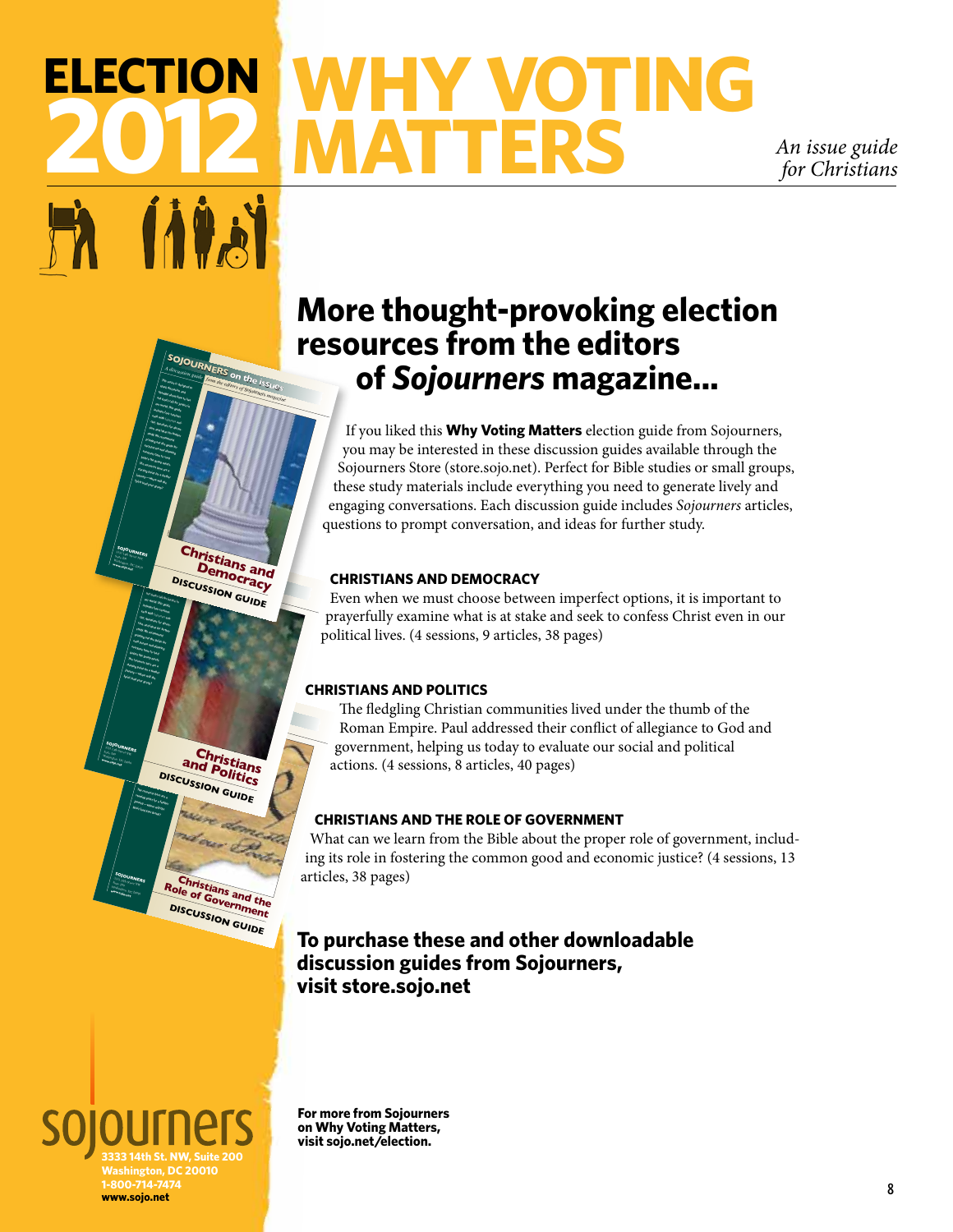# ELECTION 2012 WHY VOTING MATTERS

*An issue guide for Christians*

## More thought-provoking election resources from the editors of *Sojourners* magazine...

If you liked this **Why Voting Matters** election guide from Sojourners, you may be interested in these discussion guides available through the Sojourners Store (store.sojo.net). Perfect for Bible studies or small groups, these study materials include everything you need to generate lively and engaging conversations. Each discussion guide includes *Sojourners* articles, questions to prompt conversation, and ideas for further study.

**CHRISTIANS AND DEMOCRACY**

Even when we must choose between imperfect options, it is important to prayerfully examine what is at stake and seek to confess Christ even in our political lives. (4 sessions, 9 articles, 38 pages)

**CHRISTIANS AND POLITICS**

The fledgling Christian communities lived under the thumb of the Roman Empire. Paul addressed their conflict of allegiance to God and government, helping us today to evaluate our social and political actions. (4 sessions, 8 articles, 40 pages)

**CHRISTIANS AND THE ROLE OF GOVERNMENT**

What can we learn from the Bible about the proper role of government, including its role in fostering the common good and economic justice? (4 sessions, 13 articles, 38 pages)

**To purchase these and other downloadable discussion guides from Sojourners, visit store.sojo.net**

sojourners
3333 14th St. NW, Suite 200
Washington, DC 20010
1-800-714-7474
www.sojo.net

**For more from Sojourners on Why Voting Matters, visit sojo.net/election.**